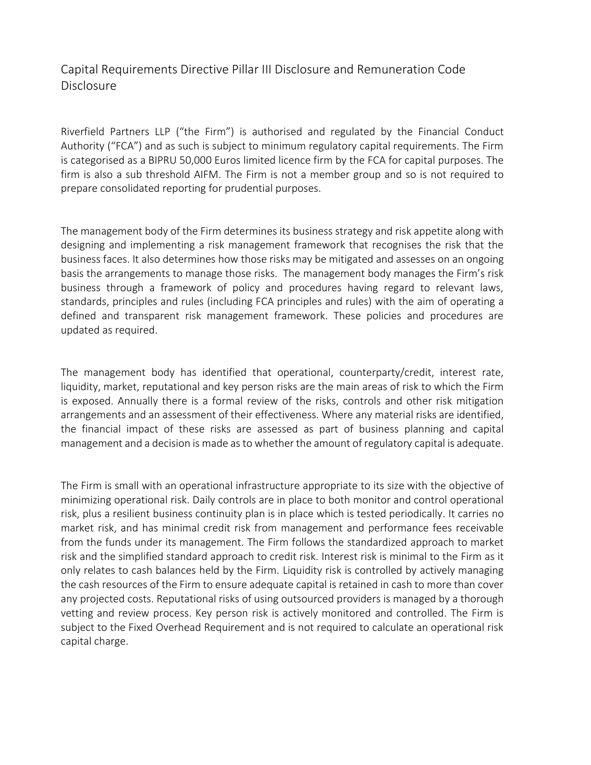# Capital Requirements Directive Pillar III Disclosure and Remuneration Code Disclosure

Riverfield Partners LLP ("the Firm") is authorised and regulated by the Financial Conduct Authority ("FCA") and as such is subject to minimum regulatory capital requirements. The Firm is categorised as a BIPRU 50,000 Euros limited licence firm by the FCA for capital purposes. The firm is also a sub threshold AIFM. The Firm is not a member group and so is not required to prepare consolidated reporting for prudential purposes.

The management body of the Firm determines its business strategy and risk appetite along with designing and implementing a risk management framework that recognises the risk that the business faces. It also determines how those risks may be mitigated and assesses on an ongoing basis the arrangements to manage those risks. The management body manages the Firm's risk business through a framework of policy and procedures having regard to relevant laws, standards, principles and rules (including FCA principles and rules) with the aim of operating a defined and transparent risk management framework. These policies and procedures are updated as required.

The management body has identified that operational, counterparty/credit, interest rate, liquidity, market, reputational and key person risks are the main areas of risk to which the Firm is exposed. Annually there is a formal review of the risks, controls and other risk mitigation arrangements and an assessment of their effectiveness. Where any material risks are identified, the financial impact of these risks are assessed as part of business planning and capital management and a decision is made as to whether the amount of regulatory capital is adequate.

The Firm is small with an operational infrastructure appropriate to its size with the objective of minimizing operational risk. Daily controls are in place to both monitor and control operational risk, plus a resilient business continuity plan is in place which is tested periodically. It carries no market risk, and has minimal credit risk from management and performance fees receivable from the funds under its management. The Firm follows the standardized approach to market risk and the simplified standard approach to credit risk. Interest risk is minimal to the Firm as it only relates to cash balances held by the Firm. Liquidity risk is controlled by actively managing the cash resources of the Firm to ensure adequate capital is retained in cash to more than cover any projected costs. Reputational risks of using outsourced providers is managed by a thorough vetting and review process. Key person risk is actively monitored and controlled. The Firm is subject to the Fixed Overhead Requirement and is not required to calculate an operational risk capital charge.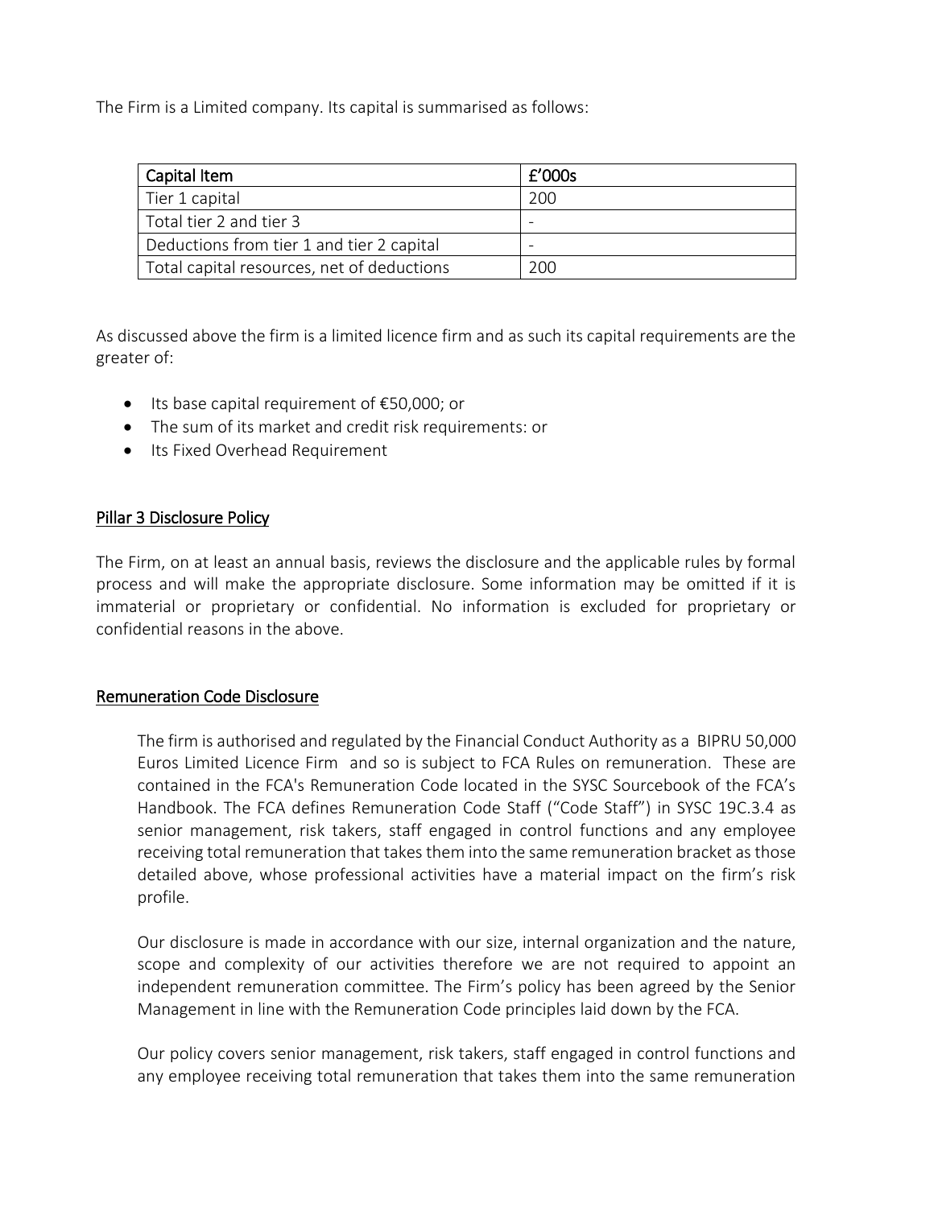The Firm is a Limited company. Its capital is summarised as follows:

| Capital Item | £'000s |
| --- | --- |
| Tier 1 capital | 200 |
| Total tier 2 and tier 3 | - |
| Deductions from tier 1 and tier 2 capital | - |
| Total capital resources, net of deductions | 200 |

As discussed above the firm is a limited licence firm and as such its capital requirements are the greater of:

- Its base capital requirement of €50,000; or
- The sum of its market and credit risk requirements: or
- Its Fixed Overhead Requirement

## Pillar 3 Disclosure Policy

The Firm, on at least an annual basis, reviews the disclosure and the applicable rules by formal process and will make the appropriate disclosure. Some information may be omitted if it is immaterial or proprietary or confidential. No information is excluded for proprietary or confidential reasons in the above.

## Remuneration Code Disclosure

The firm is authorised and regulated by the Financial Conduct Authority as a BIPRU 50,000 Euros Limited Licence Firm and so is subject to FCA Rules on remuneration. These are contained in the FCA's Remuneration Code located in the SYSC Sourcebook of the FCA's Handbook. The FCA defines Remuneration Code Staff ("Code Staff") in SYSC 19C.3.4 as senior management, risk takers, staff engaged in control functions and any employee receiving total remuneration that takes them into the same remuneration bracket as those detailed above, whose professional activities have a material impact on the firm's risk profile.

Our disclosure is made in accordance with our size, internal organization and the nature, scope and complexity of our activities therefore we are not required to appoint an independent remuneration committee. The Firm's policy has been agreed by the Senior Management in line with the Remuneration Code principles laid down by the FCA.

Our policy covers senior management, risk takers, staff engaged in control functions and any employee receiving total remuneration that takes them into the same remuneration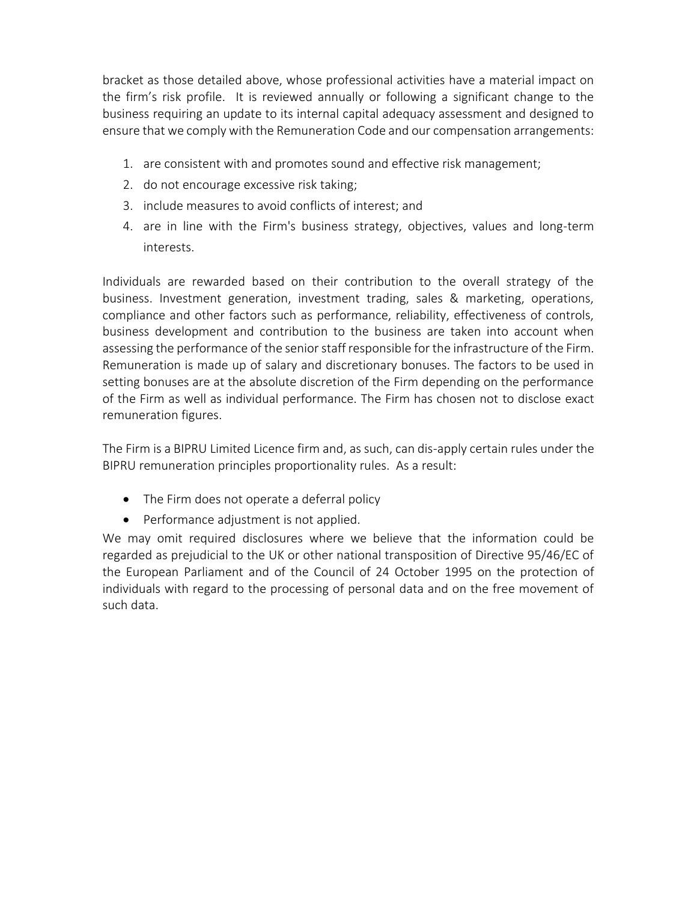bracket as those detailed above, whose professional activities have a material impact on the firm's risk profile. It is reviewed annually or following a significant change to the business requiring an update to its internal capital adequacy assessment and designed to ensure that we comply with the Remuneration Code and our compensation arrangements:

1. are consistent with and promotes sound and effective risk management;
2. do not encourage excessive risk taking;
3. include measures to avoid conflicts of interest; and
4. are in line with the Firm's business strategy, objectives, values and long-term interests.

Individuals are rewarded based on their contribution to the overall strategy of the business. Investment generation, investment trading, sales & marketing, operations, compliance and other factors such as performance, reliability, effectiveness of controls, business development and contribution to the business are taken into account when assessing the performance of the senior staff responsible for the infrastructure of the Firm. Remuneration is made up of salary and discretionary bonuses. The factors to be used in setting bonuses are at the absolute discretion of the Firm depending on the performance of the Firm as well as individual performance. The Firm has chosen not to disclose exact remuneration figures.

The Firm is a BIPRU Limited Licence firm and, as such, can dis-apply certain rules under the BIPRU remuneration principles proportionality rules. As a result:

- The Firm does not operate a deferral policy
- Performance adjustment is not applied.

We may omit required disclosures where we believe that the information could be regarded as prejudicial to the UK or other national transposition of Directive 95/46/EC of the European Parliament and of the Council of 24 October 1995 on the protection of individuals with regard to the processing of personal data and on the free movement of such data.